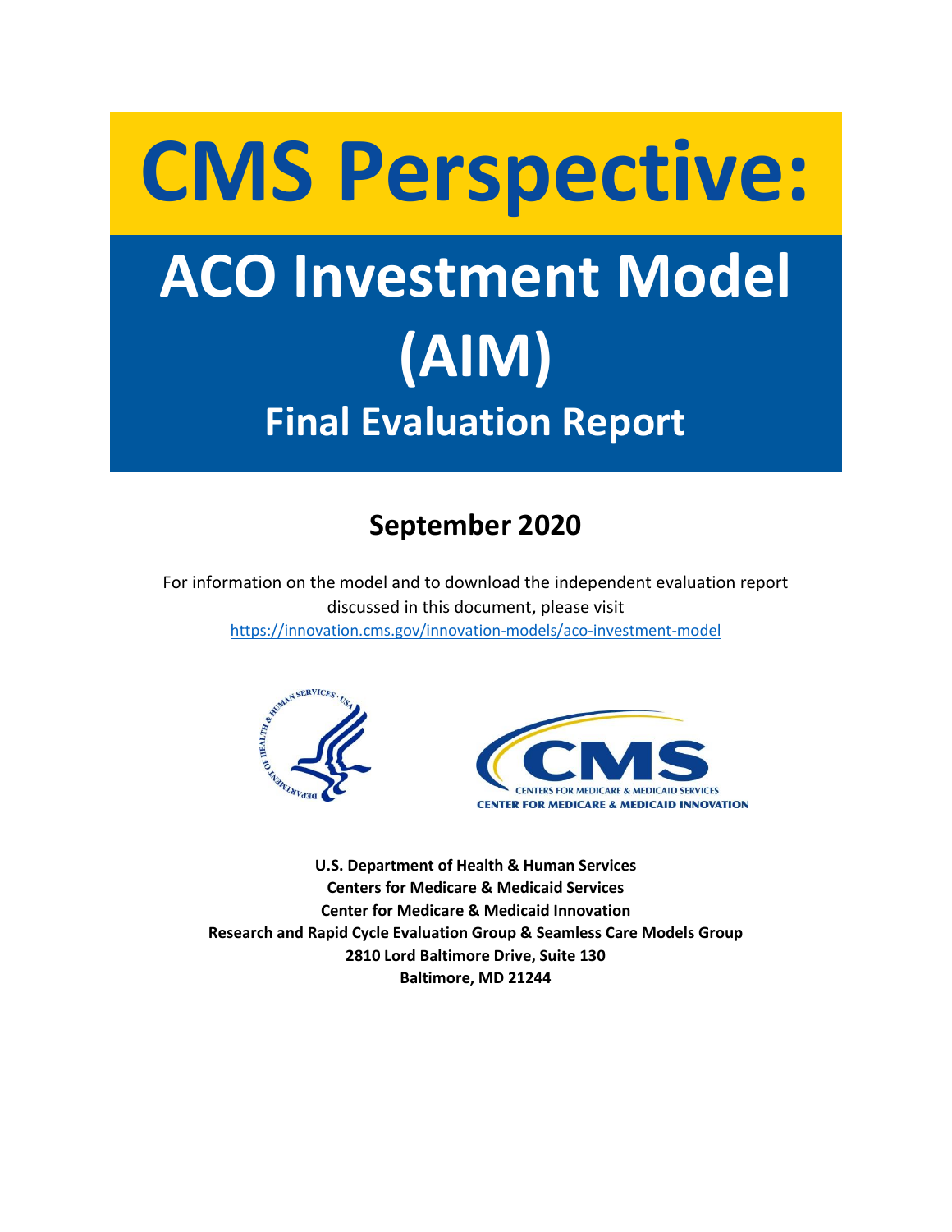# CMS Perspective:

# ACO Investment Model (AIM)

## Final Evaluation Report

**September 2020**

For information on the model and to download the independent evaluation report discussed in this document, please visit
https://innovation.cms.gov/innovation-models/aco-investment-model

**U.S. Department of Health & Human Services**
**Centers for Medicare & Medicaid Services**
**Center for Medicare & Medicaid Innovation**
**Research and Rapid Cycle Evaluation Group & Seamless Care Models Group**
**2810 Lord Baltimore Drive, Suite 130**
**Baltimore, MD 21244**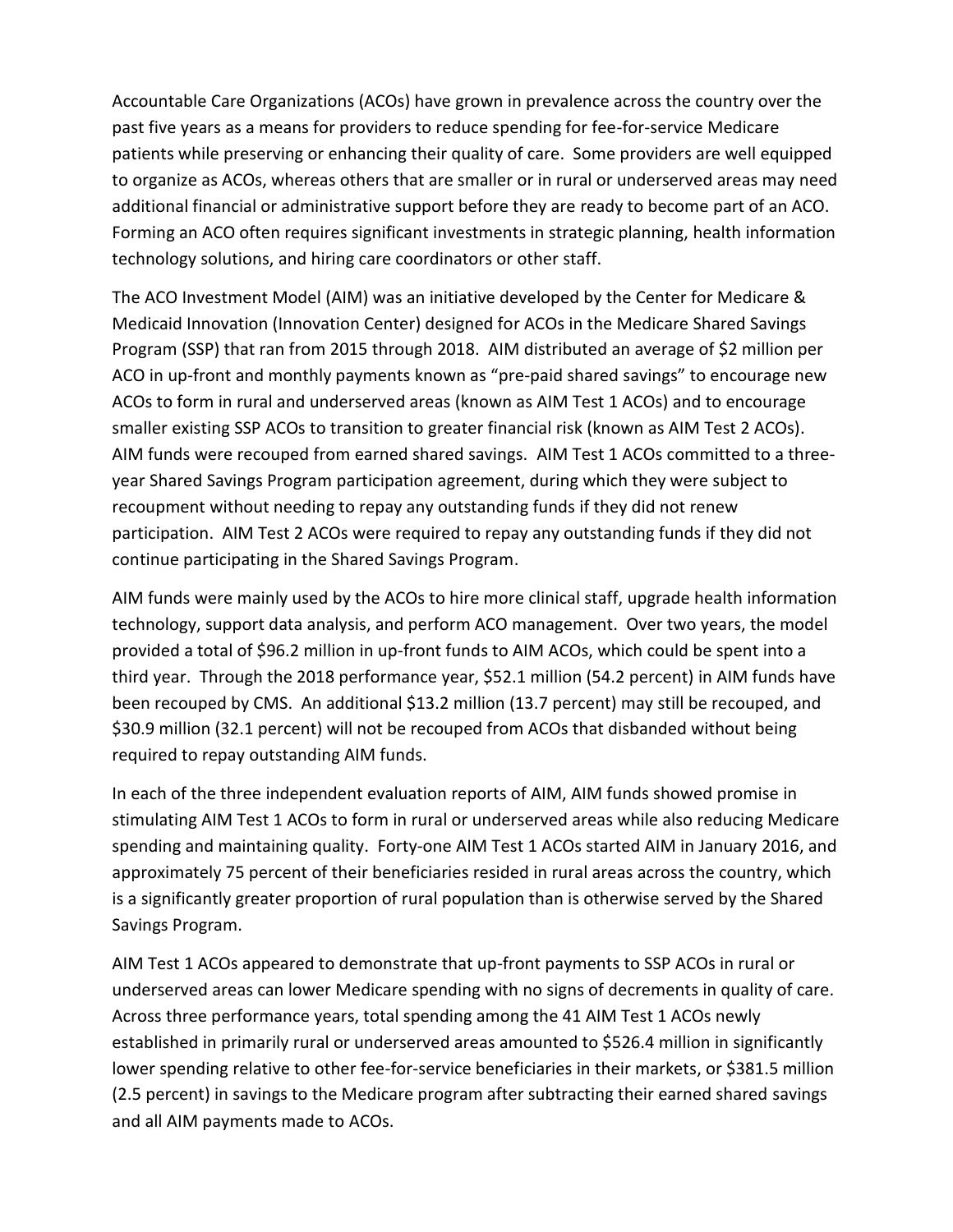Accountable Care Organizations (ACOs) have grown in prevalence across the country over the past five years as a means for providers to reduce spending for fee-for-service Medicare patients while preserving or enhancing their quality of care. Some providers are well equipped to organize as ACOs, whereas others that are smaller or in rural or underserved areas may need additional financial or administrative support before they are ready to become part of an ACO. Forming an ACO often requires significant investments in strategic planning, health information technology solutions, and hiring care coordinators or other staff.

The ACO Investment Model (AIM) was an initiative developed by the Center for Medicare & Medicaid Innovation (Innovation Center) designed for ACOs in the Medicare Shared Savings Program (SSP) that ran from 2015 through 2018. AIM distributed an average of $2 million per ACO in up-front and monthly payments known as "pre-paid shared savings" to encourage new ACOs to form in rural and underserved areas (known as AIM Test 1 ACOs) and to encourage smaller existing SSP ACOs to transition to greater financial risk (known as AIM Test 2 ACOs). AIM funds were recouped from earned shared savings. AIM Test 1 ACOs committed to a three-year Shared Savings Program participation agreement, during which they were subject to recoupment without needing to repay any outstanding funds if they did not renew participation. AIM Test 2 ACOs were required to repay any outstanding funds if they did not continue participating in the Shared Savings Program.

AIM funds were mainly used by the ACOs to hire more clinical staff, upgrade health information technology, support data analysis, and perform ACO management. Over two years, the model provided a total of $96.2 million in up-front funds to AIM ACOs, which could be spent into a third year. Through the 2018 performance year, $52.1 million (54.2 percent) in AIM funds have been recouped by CMS. An additional $13.2 million (13.7 percent) may still be recouped, and $30.9 million (32.1 percent) will not be recouped from ACOs that disbanded without being required to repay outstanding AIM funds.

In each of the three independent evaluation reports of AIM, AIM funds showed promise in stimulating AIM Test 1 ACOs to form in rural or underserved areas while also reducing Medicare spending and maintaining quality. Forty-one AIM Test 1 ACOs started AIM in January 2016, and approximately 75 percent of their beneficiaries resided in rural areas across the country, which is a significantly greater proportion of rural population than is otherwise served by the Shared Savings Program.

AIM Test 1 ACOs appeared to demonstrate that up-front payments to SSP ACOs in rural or underserved areas can lower Medicare spending with no signs of decrements in quality of care. Across three performance years, total spending among the 41 AIM Test 1 ACOs newly established in primarily rural or underserved areas amounted to $526.4 million in significantly lower spending relative to other fee-for-service beneficiaries in their markets, or $381.5 million (2.5 percent) in savings to the Medicare program after subtracting their earned shared savings and all AIM payments made to ACOs.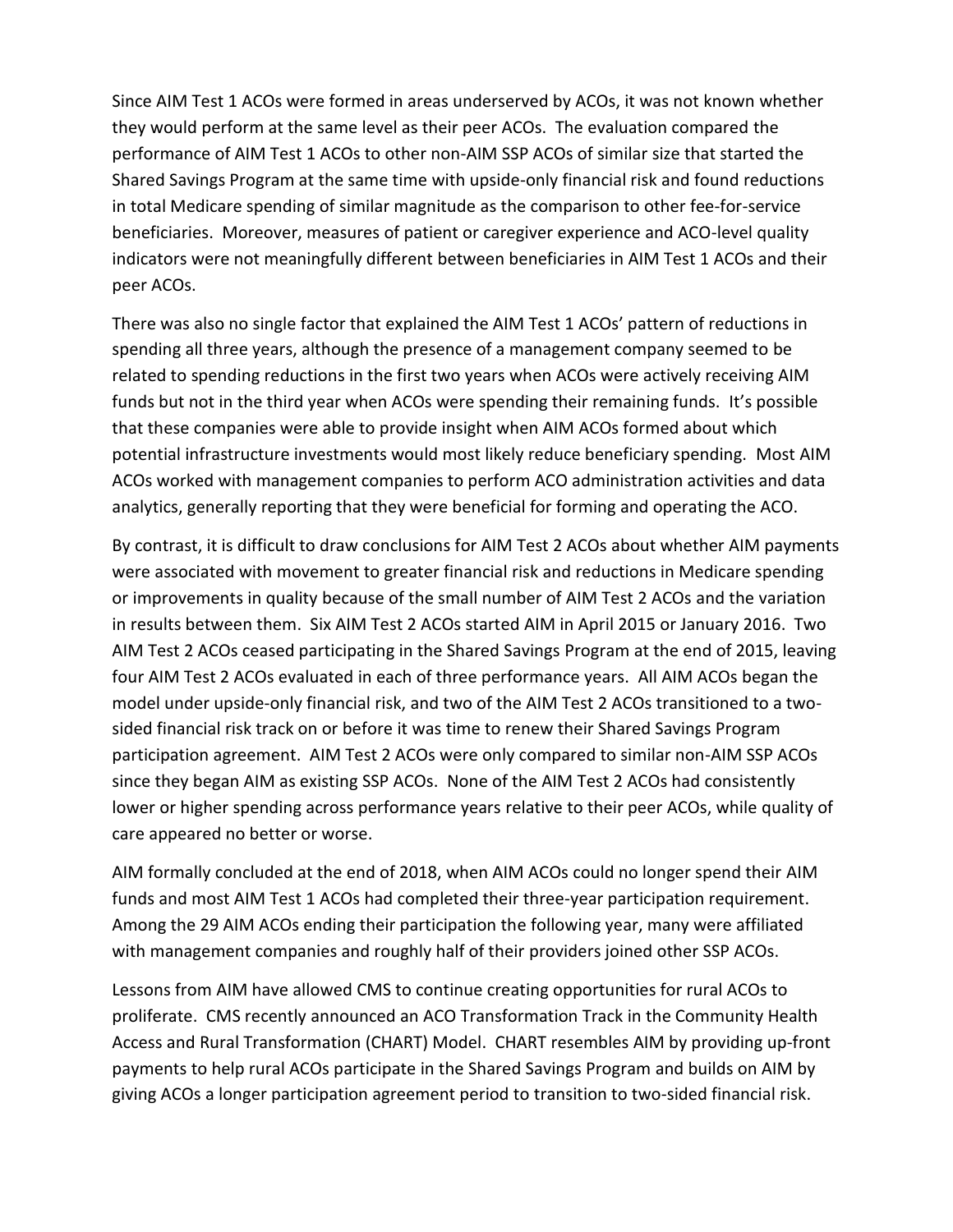Since AIM Test 1 ACOs were formed in areas underserved by ACOs, it was not known whether they would perform at the same level as their peer ACOs. The evaluation compared the performance of AIM Test 1 ACOs to other non-AIM SSP ACOs of similar size that started the Shared Savings Program at the same time with upside-only financial risk and found reductions in total Medicare spending of similar magnitude as the comparison to other fee-for-service beneficiaries. Moreover, measures of patient or caregiver experience and ACO-level quality indicators were not meaningfully different between beneficiaries in AIM Test 1 ACOs and their peer ACOs.

There was also no single factor that explained the AIM Test 1 ACOs' pattern of reductions in spending all three years, although the presence of a management company seemed to be related to spending reductions in the first two years when ACOs were actively receiving AIM funds but not in the third year when ACOs were spending their remaining funds. It's possible that these companies were able to provide insight when AIM ACOs formed about which potential infrastructure investments would most likely reduce beneficiary spending. Most AIM ACOs worked with management companies to perform ACO administration activities and data analytics, generally reporting that they were beneficial for forming and operating the ACO.

By contrast, it is difficult to draw conclusions for AIM Test 2 ACOs about whether AIM payments were associated with movement to greater financial risk and reductions in Medicare spending or improvements in quality because of the small number of AIM Test 2 ACOs and the variation in results between them. Six AIM Test 2 ACOs started AIM in April 2015 or January 2016. Two AIM Test 2 ACOs ceased participating in the Shared Savings Program at the end of 2015, leaving four AIM Test 2 ACOs evaluated in each of three performance years. All AIM ACOs began the model under upside-only financial risk, and two of the AIM Test 2 ACOs transitioned to a two-sided financial risk track on or before it was time to renew their Shared Savings Program participation agreement. AIM Test 2 ACOs were only compared to similar non-AIM SSP ACOs since they began AIM as existing SSP ACOs. None of the AIM Test 2 ACOs had consistently lower or higher spending across performance years relative to their peer ACOs, while quality of care appeared no better or worse.

AIM formally concluded at the end of 2018, when AIM ACOs could no longer spend their AIM funds and most AIM Test 1 ACOs had completed their three-year participation requirement. Among the 29 AIM ACOs ending their participation the following year, many were affiliated with management companies and roughly half of their providers joined other SSP ACOs.

Lessons from AIM have allowed CMS to continue creating opportunities for rural ACOs to proliferate. CMS recently announced an ACO Transformation Track in the Community Health Access and Rural Transformation (CHART) Model. CHART resembles AIM by providing up-front payments to help rural ACOs participate in the Shared Savings Program and builds on AIM by giving ACOs a longer participation agreement period to transition to two-sided financial risk.